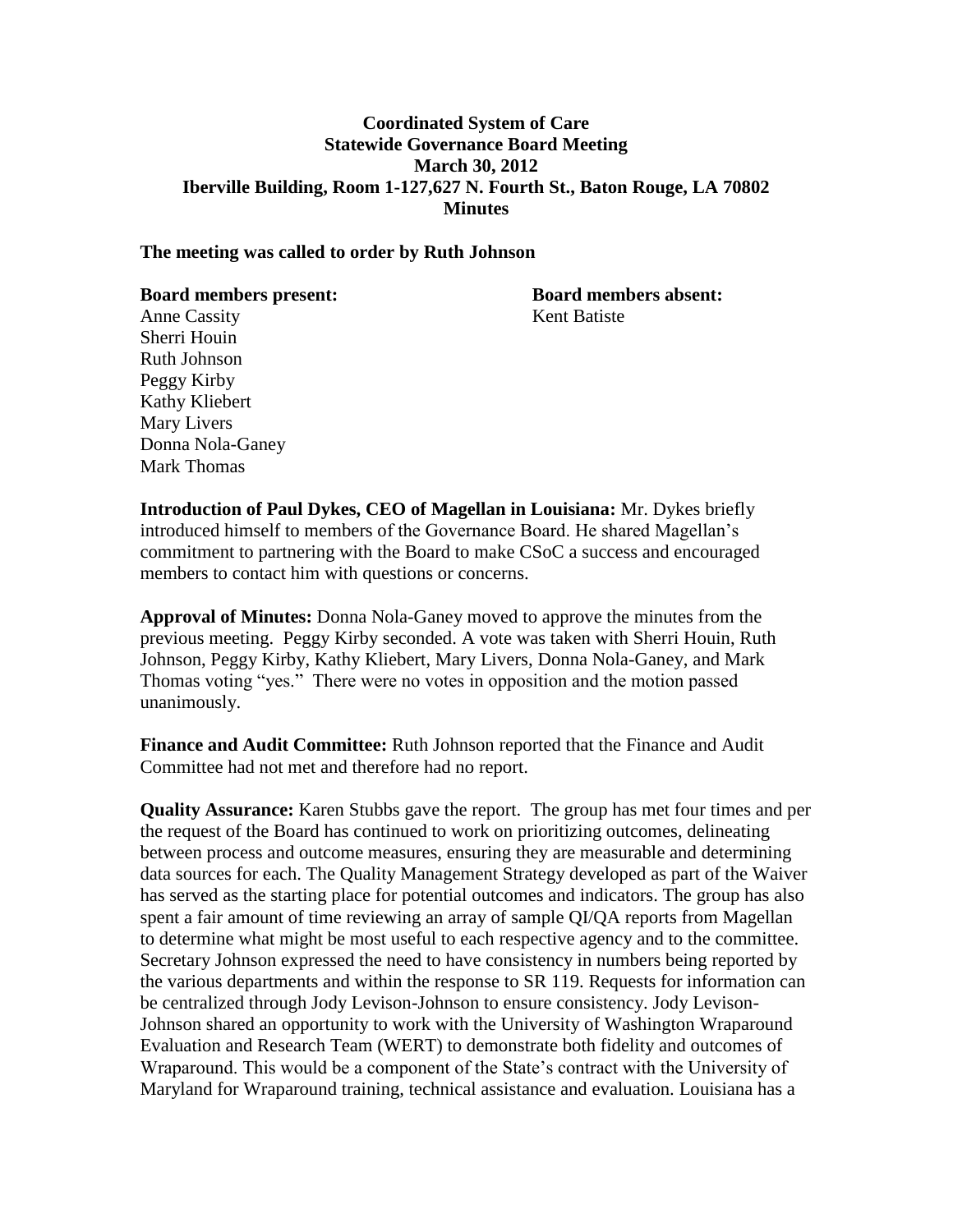# Coordinated System of Care
## Statewide Governance Board Meeting
### March 30, 2012
### Iberville Building, Room 1-127,627 N. Fourth St., Baton Rouge, LA 70802
### Minutes

**The meeting was called to order by Ruth Johnson**

**Board members present:**

Anne Cassity
Sherri Houin
Ruth Johnson
Peggy Kirby
Kathy Kliebert
Mary Livers
Donna Nola-Ganey
Mark Thomas

**Board members absent:**

Kent Batiste

**Introduction of Paul Dykes, CEO of Magellan in Louisiana:** Mr. Dykes briefly introduced himself to members of the Governance Board. He shared Magellan's commitment to partnering with the Board to make CSoC a success and encouraged members to contact him with questions or concerns.

**Approval of Minutes:** Donna Nola-Ganey moved to approve the minutes from the previous meeting. Peggy Kirby seconded. A vote was taken with Sherri Houin, Ruth Johnson, Peggy Kirby, Kathy Kliebert, Mary Livers, Donna Nola-Ganey, and Mark Thomas voting "yes." There were no votes in opposition and the motion passed unanimously.

**Finance and Audit Committee:** Ruth Johnson reported that the Finance and Audit Committee had not met and therefore had no report.

**Quality Assurance:** Karen Stubbs gave the report. The group has met four times and per the request of the Board has continued to work on prioritizing outcomes, delineating between process and outcome measures, ensuring they are measurable and determining data sources for each. The Quality Management Strategy developed as part of the Waiver has served as the starting place for potential outcomes and indicators. The group has also spent a fair amount of time reviewing an array of sample QI/QA reports from Magellan to determine what might be most useful to each respective agency and to the committee. Secretary Johnson expressed the need to have consistency in numbers being reported by the various departments and within the response to SR 119. Requests for information can be centralized through Jody Levison-Johnson to ensure consistency. Jody Levison-Johnson shared an opportunity to work with the University of Washington Wraparound Evaluation and Research Team (WERT) to demonstrate both fidelity and outcomes of Wraparound. This would be a component of the State's contract with the University of Maryland for Wraparound training, technical assistance and evaluation. Louisiana has a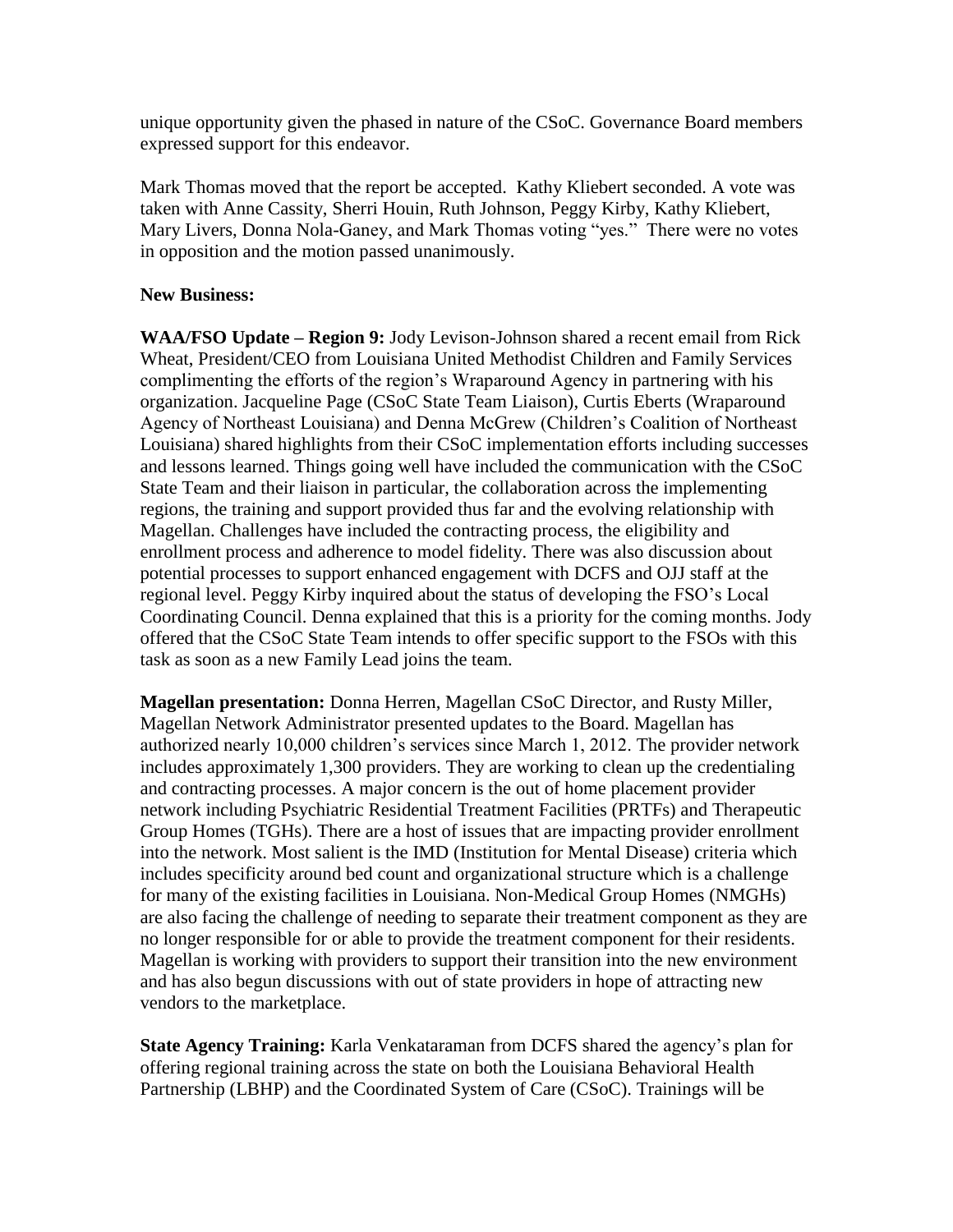unique opportunity given the phased in nature of the CSoC. Governance Board members expressed support for this endeavor.

Mark Thomas moved that the report be accepted. Kathy Kliebert seconded. A vote was taken with Anne Cassity, Sherri Houin, Ruth Johnson, Peggy Kirby, Kathy Kliebert, Mary Livers, Donna Nola-Ganey, and Mark Thomas voting "yes." There were no votes in opposition and the motion passed unanimously.

**New Business:**

**WAA/FSO Update – Region 9:** Jody Levison-Johnson shared a recent email from Rick Wheat, President/CEO from Louisiana United Methodist Children and Family Services complimenting the efforts of the region's Wraparound Agency in partnering with his organization. Jacqueline Page (CSoC State Team Liaison), Curtis Eberts (Wraparound Agency of Northeast Louisiana) and Denna McGrew (Children's Coalition of Northeast Louisiana) shared highlights from their CSoC implementation efforts including successes and lessons learned. Things going well have included the communication with the CSoC State Team and their liaison in particular, the collaboration across the implementing regions, the training and support provided thus far and the evolving relationship with Magellan. Challenges have included the contracting process, the eligibility and enrollment process and adherence to model fidelity. There was also discussion about potential processes to support enhanced engagement with DCFS and OJJ staff at the regional level. Peggy Kirby inquired about the status of developing the FSO's Local Coordinating Council. Denna explained that this is a priority for the coming months. Jody offered that the CSoC State Team intends to offer specific support to the FSOs with this task as soon as a new Family Lead joins the team.

**Magellan presentation:** Donna Herren, Magellan CSoC Director, and Rusty Miller, Magellan Network Administrator presented updates to the Board. Magellan has authorized nearly 10,000 children's services since March 1, 2012. The provider network includes approximately 1,300 providers. They are working to clean up the credentialing and contracting processes. A major concern is the out of home placement provider network including Psychiatric Residential Treatment Facilities (PRTFs) and Therapeutic Group Homes (TGHs). There are a host of issues that are impacting provider enrollment into the network. Most salient is the IMD (Institution for Mental Disease) criteria which includes specificity around bed count and organizational structure which is a challenge for many of the existing facilities in Louisiana. Non-Medical Group Homes (NMGHs) are also facing the challenge of needing to separate their treatment component as they are no longer responsible for or able to provide the treatment component for their residents. Magellan is working with providers to support their transition into the new environment and has also begun discussions with out of state providers in hope of attracting new vendors to the marketplace.

**State Agency Training:** Karla Venkataraman from DCFS shared the agency's plan for offering regional training across the state on both the Louisiana Behavioral Health Partnership (LBHP) and the Coordinated System of Care (CSoC). Trainings will be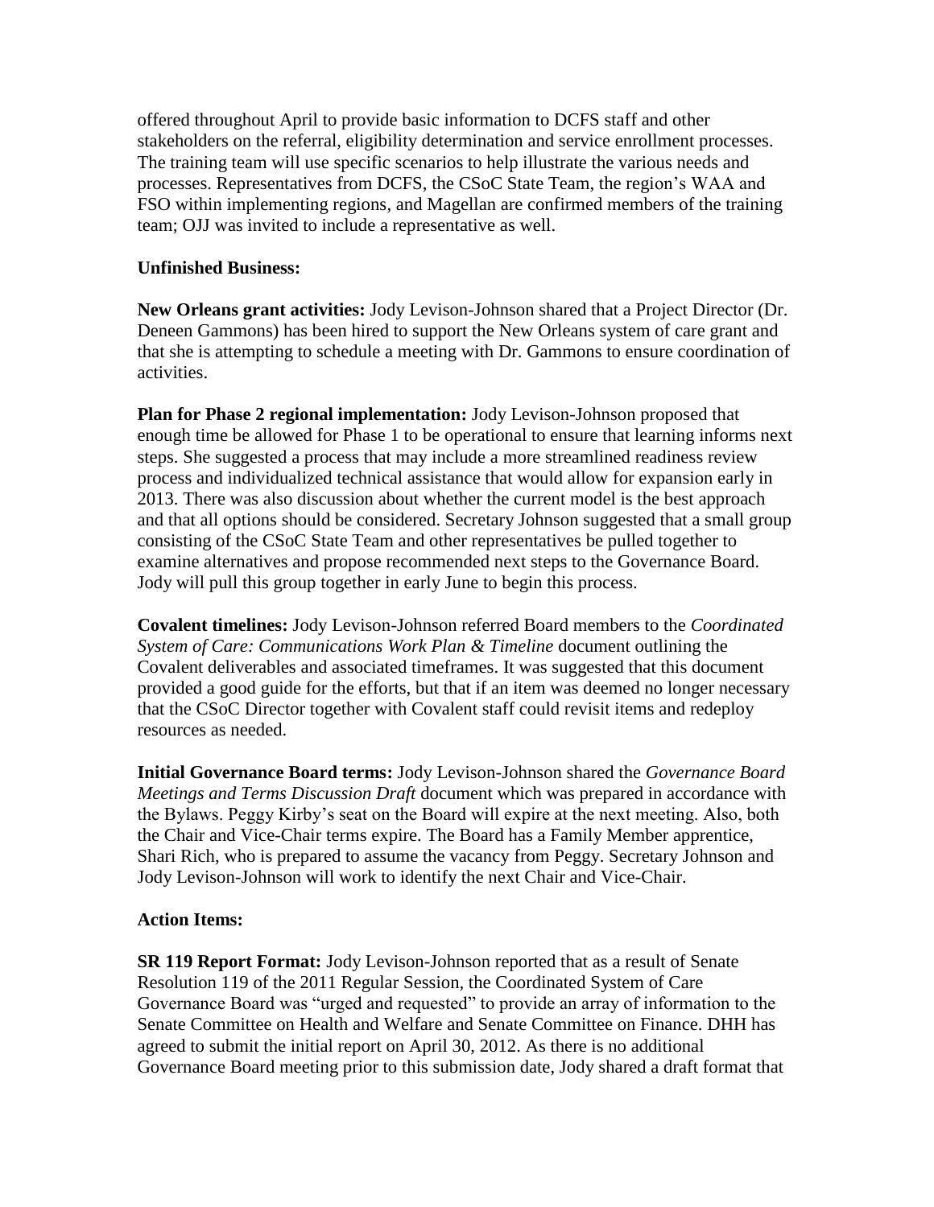offered throughout April to provide basic information to DCFS staff and other stakeholders on the referral, eligibility determination and service enrollment processes. The training team will use specific scenarios to help illustrate the various needs and processes. Representatives from DCFS, the CSoC State Team, the region's WAA and FSO within implementing regions, and Magellan are confirmed members of the training team; OJJ was invited to include a representative as well.

**Unfinished Business:**

**New Orleans grant activities:** Jody Levison-Johnson shared that a Project Director (Dr. Deneen Gammons) has been hired to support the New Orleans system of care grant and that she is attempting to schedule a meeting with Dr. Gammons to ensure coordination of activities.

**Plan for Phase 2 regional implementation:** Jody Levison-Johnson proposed that enough time be allowed for Phase 1 to be operational to ensure that learning informs next steps. She suggested a process that may include a more streamlined readiness review process and individualized technical assistance that would allow for expansion early in 2013. There was also discussion about whether the current model is the best approach and that all options should be considered. Secretary Johnson suggested that a small group consisting of the CSoC State Team and other representatives be pulled together to examine alternatives and propose recommended next steps to the Governance Board. Jody will pull this group together in early June to begin this process.

**Covalent timelines:** Jody Levison-Johnson referred Board members to the *Coordinated System of Care: Communications Work Plan & Timeline* document outlining the Covalent deliverables and associated timeframes. It was suggested that this document provided a good guide for the efforts, but that if an item was deemed no longer necessary that the CSoC Director together with Covalent staff could revisit items and redeploy resources as needed.

**Initial Governance Board terms:** Jody Levison-Johnson shared the *Governance Board Meetings and Terms Discussion Draft* document which was prepared in accordance with the Bylaws. Peggy Kirby's seat on the Board will expire at the next meeting. Also, both the Chair and Vice-Chair terms expire. The Board has a Family Member apprentice, Shari Rich, who is prepared to assume the vacancy from Peggy. Secretary Johnson and Jody Levison-Johnson will work to identify the next Chair and Vice-Chair.

**Action Items:**

**SR 119 Report Format:** Jody Levison-Johnson reported that as a result of Senate Resolution 119 of the 2011 Regular Session, the Coordinated System of Care Governance Board was "urged and requested" to provide an array of information to the Senate Committee on Health and Welfare and Senate Committee on Finance. DHH has agreed to submit the initial report on April 30, 2012. As there is no additional Governance Board meeting prior to this submission date, Jody shared a draft format that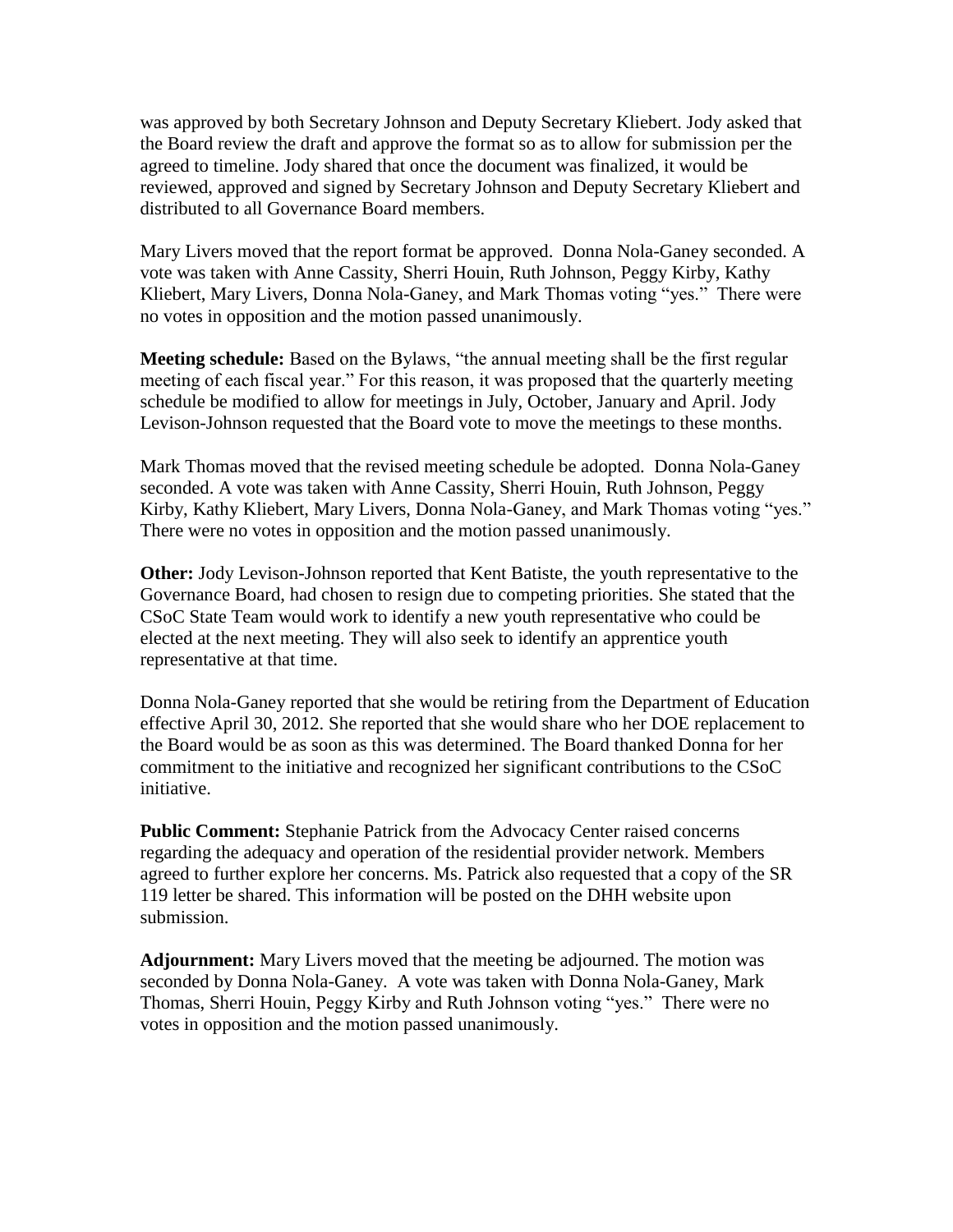was approved by both Secretary Johnson and Deputy Secretary Kliebert. Jody asked that the Board review the draft and approve the format so as to allow for submission per the agreed to timeline. Jody shared that once the document was finalized, it would be reviewed, approved and signed by Secretary Johnson and Deputy Secretary Kliebert and distributed to all Governance Board members.

Mary Livers moved that the report format be approved. Donna Nola-Ganey seconded. A vote was taken with Anne Cassity, Sherri Houin, Ruth Johnson, Peggy Kirby, Kathy Kliebert, Mary Livers, Donna Nola-Ganey, and Mark Thomas voting "yes." There were no votes in opposition and the motion passed unanimously.

**Meeting schedule:** Based on the Bylaws, "the annual meeting shall be the first regular meeting of each fiscal year." For this reason, it was proposed that the quarterly meeting schedule be modified to allow for meetings in July, October, January and April. Jody Levison-Johnson requested that the Board vote to move the meetings to these months.

Mark Thomas moved that the revised meeting schedule be adopted. Donna Nola-Ganey seconded. A vote was taken with Anne Cassity, Sherri Houin, Ruth Johnson, Peggy Kirby, Kathy Kliebert, Mary Livers, Donna Nola-Ganey, and Mark Thomas voting "yes." There were no votes in opposition and the motion passed unanimously.

**Other:** Jody Levison-Johnson reported that Kent Batiste, the youth representative to the Governance Board, had chosen to resign due to competing priorities. She stated that the CSoC State Team would work to identify a new youth representative who could be elected at the next meeting. They will also seek to identify an apprentice youth representative at that time.

Donna Nola-Ganey reported that she would be retiring from the Department of Education effective April 30, 2012. She reported that she would share who her DOE replacement to the Board would be as soon as this was determined. The Board thanked Donna for her commitment to the initiative and recognized her significant contributions to the CSoC initiative.

**Public Comment:** Stephanie Patrick from the Advocacy Center raised concerns regarding the adequacy and operation of the residential provider network. Members agreed to further explore her concerns. Ms. Patrick also requested that a copy of the SR 119 letter be shared. This information will be posted on the DHH website upon submission.

**Adjournment:** Mary Livers moved that the meeting be adjourned. The motion was seconded by Donna Nola-Ganey. A vote was taken with Donna Nola-Ganey, Mark Thomas, Sherri Houin, Peggy Kirby and Ruth Johnson voting "yes." There were no votes in opposition and the motion passed unanimously.